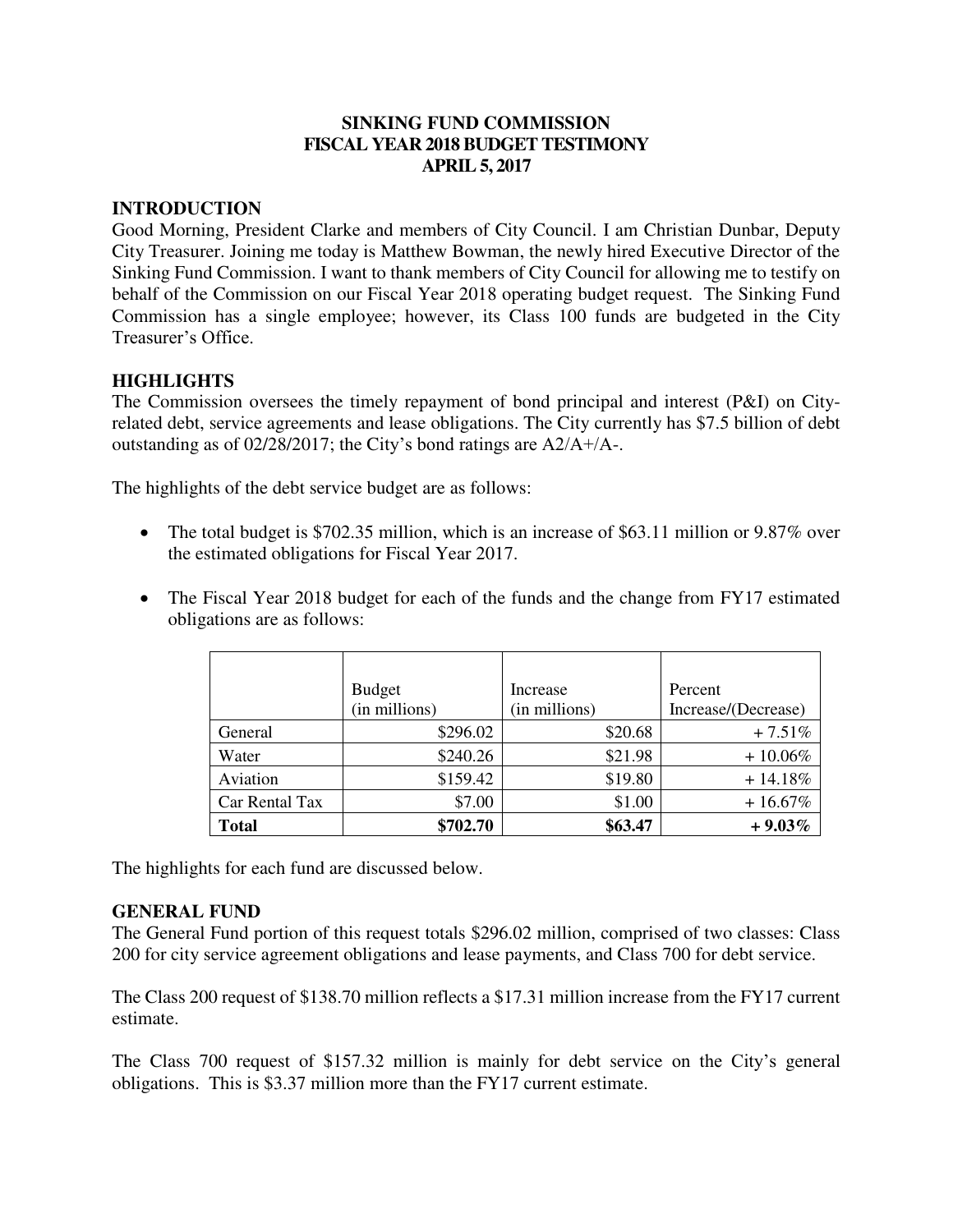**SINKING FUND COMMISSION**
**FISCAL YEAR 2018 BUDGET TESTIMONY**
**APRIL 5, 2017**

## INTRODUCTION

Good Morning, President Clarke and members of City Council. I am Christian Dunbar, Deputy City Treasurer. Joining me today is Matthew Bowman, the newly hired Executive Director of the Sinking Fund Commission. I want to thank members of City Council for allowing me to testify on behalf of the Commission on our Fiscal Year 2018 operating budget request. The Sinking Fund Commission has a single employee; however, its Class 100 funds are budgeted in the City Treasurer's Office.

## HIGHLIGHTS

The Commission oversees the timely repayment of bond principal and interest (P&I) on City-related debt, service agreements and lease obligations. The City currently has $7.5 billion of debt outstanding as of 02/28/2017; the City's bond ratings are A2/A+/A-.

The highlights of the debt service budget are as follows:

- The total budget is $702.35 million, which is an increase of $63.11 million or 9.87% over the estimated obligations for Fiscal Year 2017.
- The Fiscal Year 2018 budget for each of the funds and the change from FY17 estimated obligations are as follows:

| | Budget (in millions) | Increase (in millions) | Percent Increase/(Decrease) |
|---|---|---|---|
| General | $296.02 | $20.68 | + 7.51% |
| Water | $240.26 | $21.98 | + 10.06% |
| Aviation | $159.42 | $19.80 | + 14.18% |
| Car Rental Tax | $7.00 | $1.00 | + 16.67% |
| **Total** | **$702.70** | **$63.47** | **+ 9.03%** |

The highlights for each fund are discussed below.

## GENERAL FUND

The General Fund portion of this request totals $296.02 million, comprised of two classes: Class 200 for city service agreement obligations and lease payments, and Class 700 for debt service.

The Class 200 request of $138.70 million reflects a $17.31 million increase from the FY17 current estimate.

The Class 700 request of $157.32 million is mainly for debt service on the City's general obligations. This is $3.37 million more than the FY17 current estimate.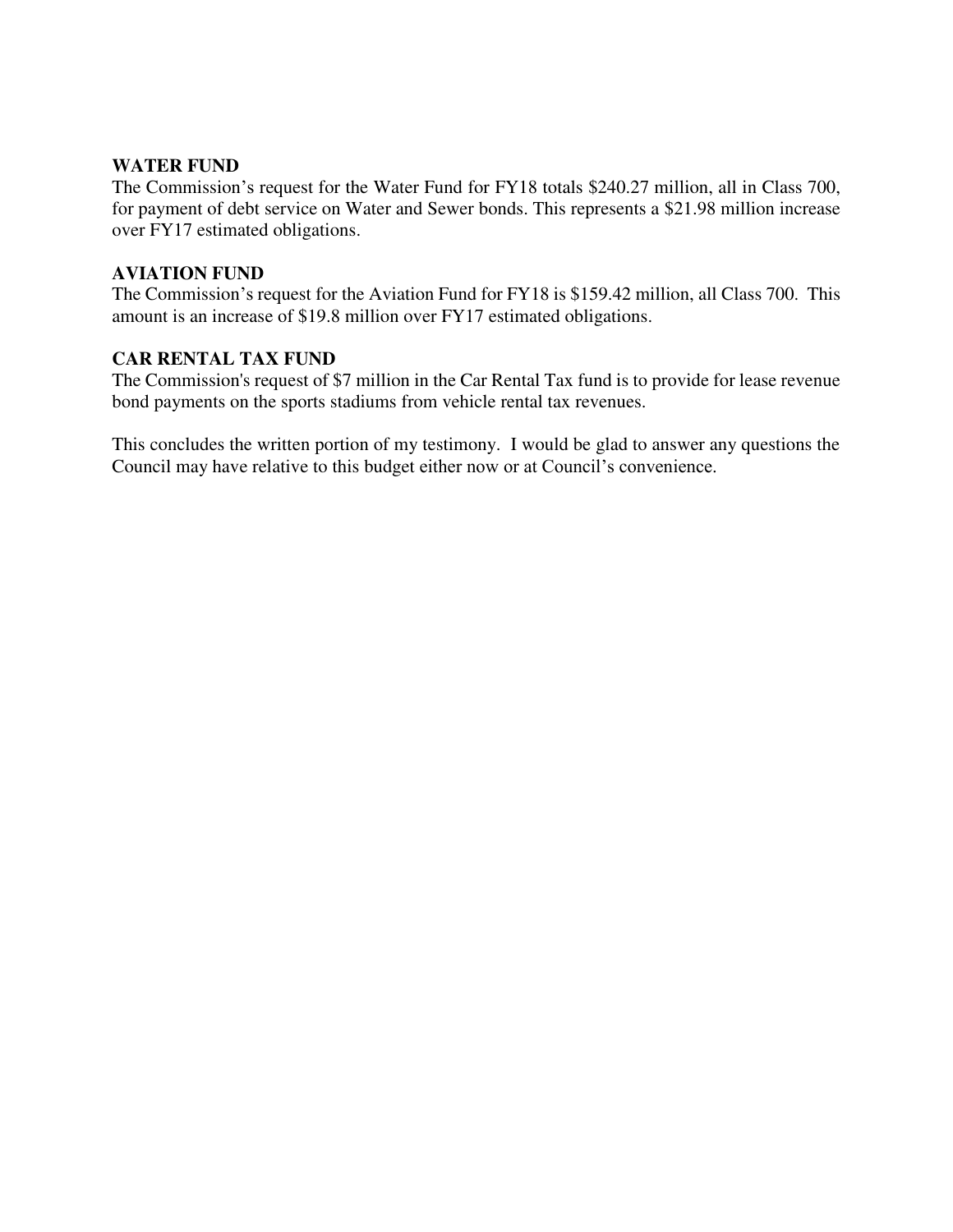**WATER FUND**
The Commission's request for the Water Fund for FY18 totals $240.27 million, all in Class 700, for payment of debt service on Water and Sewer bonds. This represents a $21.98 million increase over FY17 estimated obligations.

**AVIATION FUND**
The Commission's request for the Aviation Fund for FY18 is $159.42 million, all Class 700. This amount is an increase of $19.8 million over FY17 estimated obligations.

**CAR RENTAL TAX FUND**
The Commission's request of $7 million in the Car Rental Tax fund is to provide for lease revenue bond payments on the sports stadiums from vehicle rental tax revenues.

This concludes the written portion of my testimony. I would be glad to answer any questions the Council may have relative to this budget either now or at Council's convenience.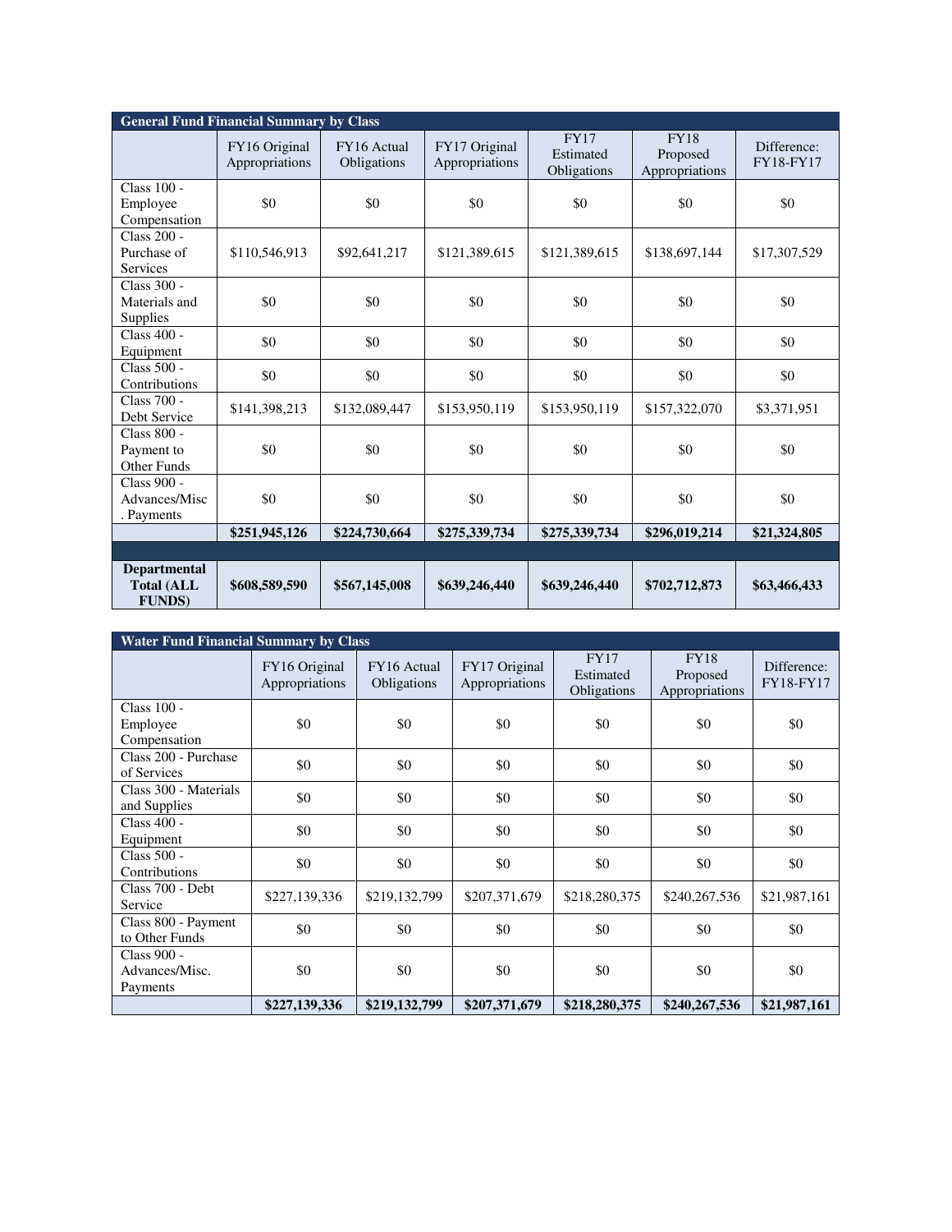| General Fund Financial Summary by Class | | | | | | |
|---|---|---|---|---|---|---|
| | FY16 Original Appropriations | FY16 Actual Obligations | FY17 Original Appropriations | FY17 Estimated Obligations | FY18 Proposed Appropriations | Difference: FY18-FY17 |
| Class 100 - Employee Compensation | $0 | $0 | $0 | $0 | $0 | $0 |
| Class 200 - Purchase of Services | $110,546,913 | $92,641,217 | $121,389,615 | $121,389,615 | $138,697,144 | $17,307,529 |
| Class 300 - Materials and Supplies | $0 | $0 | $0 | $0 | $0 | $0 |
| Class 400 - Equipment | $0 | $0 | $0 | $0 | $0 | $0 |
| Class 500 - Contributions | $0 | $0 | $0 | $0 | $0 | $0 |
| Class 700 - Debt Service | $141,398,213 | $132,089,447 | $153,950,119 | $153,950,119 | $157,322,070 | $3,371,951 |
| Class 800 - Payment to Other Funds | $0 | $0 | $0 | $0 | $0 | $0 |
| Class 900 - Advances/Misc. Payments | $0 | $0 | $0 | $0 | $0 | $0 |
| | **$251,945,126** | **$224,730,664** | **$275,339,734** | **$275,339,734** | **$296,019,214** | **$21,324,805** |
| | | | | | | |
| **Departmental Total (ALL FUNDS)** | **$608,589,590** | **$567,145,008** | **$639,246,440** | **$639,246,440** | **$702,712,873** | **$63,466,433** |

| Water Fund Financial Summary by Class | | | | | | |
|---|---|---|---|---|---|---|
| | FY16 Original Appropriations | FY16 Actual Obligations | FY17 Original Appropriations | FY17 Estimated Obligations | FY18 Proposed Appropriations | Difference: FY18-FY17 |
| Class 100 - Employee Compensation | $0 | $0 | $0 | $0 | $0 | $0 |
| Class 200 - Purchase of Services | $0 | $0 | $0 | $0 | $0 | $0 |
| Class 300 - Materials and Supplies | $0 | $0 | $0 | $0 | $0 | $0 |
| Class 400 - Equipment | $0 | $0 | $0 | $0 | $0 | $0 |
| Class 500 - Contributions | $0 | $0 | $0 | $0 | $0 | $0 |
| Class 700 - Debt Service | $227,139,336 | $219,132,799 | $207,371,679 | $218,280,375 | $240,267,536 | $21,987,161 |
| Class 800 - Payment to Other Funds | $0 | $0 | $0 | $0 | $0 | $0 |
| Class 900 - Advances/Misc. Payments | $0 | $0 | $0 | $0 | $0 | $0 |
| | **$227,139,336** | **$219,132,799** | **$207,371,679** | **$218,280,375** | **$240,267,536** | **$21,987,161** |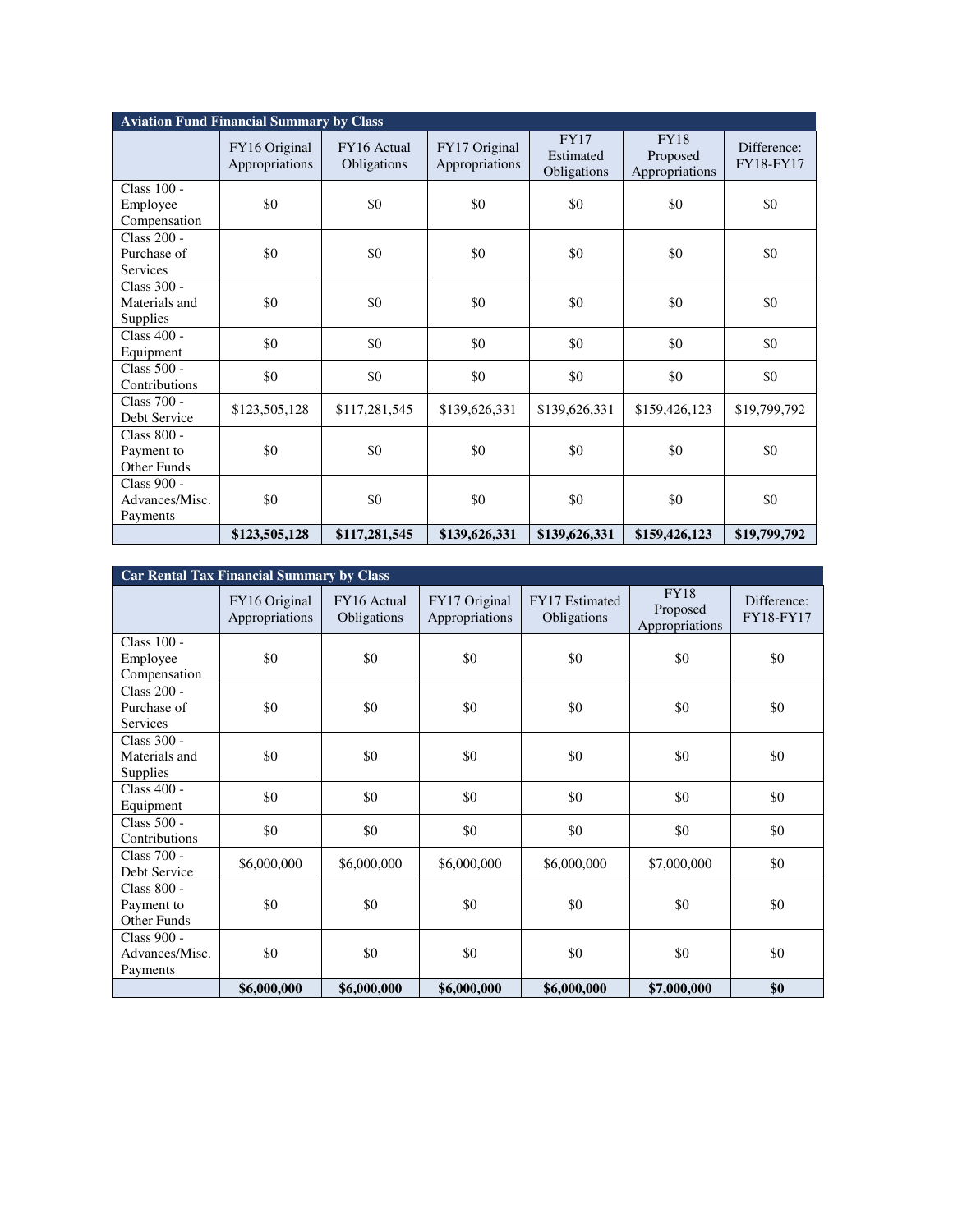| Aviation Fund Financial Summary by Class | | | | | | |
|---|---|---|---|---|---|---|
| | FY16 Original Appropriations | FY16 Actual Obligations | FY17 Original Appropriations | FY17 Estimated Obligations | FY18 Proposed Appropriations | Difference: FY18-FY17 |
| Class 100 - Employee Compensation | $0 | $0 | $0 | $0 | $0 | $0 |
| Class 200 - Purchase of Services | $0 | $0 | $0 | $0 | $0 | $0 |
| Class 300 - Materials and Supplies | $0 | $0 | $0 | $0 | $0 | $0 |
| Class 400 - Equipment | $0 | $0 | $0 | $0 | $0 | $0 |
| Class 500 - Contributions | $0 | $0 | $0 | $0 | $0 | $0 |
| Class 700 - Debt Service | $123,505,128 | $117,281,545 | $139,626,331 | $139,626,331 | $159,426,123 | $19,799,792 |
| Class 800 - Payment to Other Funds | $0 | $0 | $0 | $0 | $0 | $0 |
| Class 900 - Advances/Misc. Payments | $0 | $0 | $0 | $0 | $0 | $0 |
| | **$123,505,128** | **$117,281,545** | **$139,626,331** | **$139,626,331** | **$159,426,123** | **$19,799,792** |

| Car Rental Tax Financial Summary by Class | | | | | | |
|---|---|---|---|---|---|---|
| | FY16 Original Appropriations | FY16 Actual Obligations | FY17 Original Appropriations | FY17 Estimated Obligations | FY18 Proposed Appropriations | Difference: FY18-FY17 |
| Class 100 - Employee Compensation | $0 | $0 | $0 | $0 | $0 | $0 |
| Class 200 - Purchase of Services | $0 | $0 | $0 | $0 | $0 | $0 |
| Class 300 - Materials and Supplies | $0 | $0 | $0 | $0 | $0 | $0 |
| Class 400 - Equipment | $0 | $0 | $0 | $0 | $0 | $0 |
| Class 500 - Contributions | $0 | $0 | $0 | $0 | $0 | $0 |
| Class 700 - Debt Service | $6,000,000 | $6,000,000 | $6,000,000 | $6,000,000 | $7,000,000 | $0 |
| Class 800 - Payment to Other Funds | $0 | $0 | $0 | $0 | $0 | $0 |
| Class 900 - Advances/Misc. Payments | $0 | $0 | $0 | $0 | $0 | $0 |
| | **$6,000,000** | **$6,000,000** | **$6,000,000** | **$6,000,000** | **$7,000,000** | **$0** |